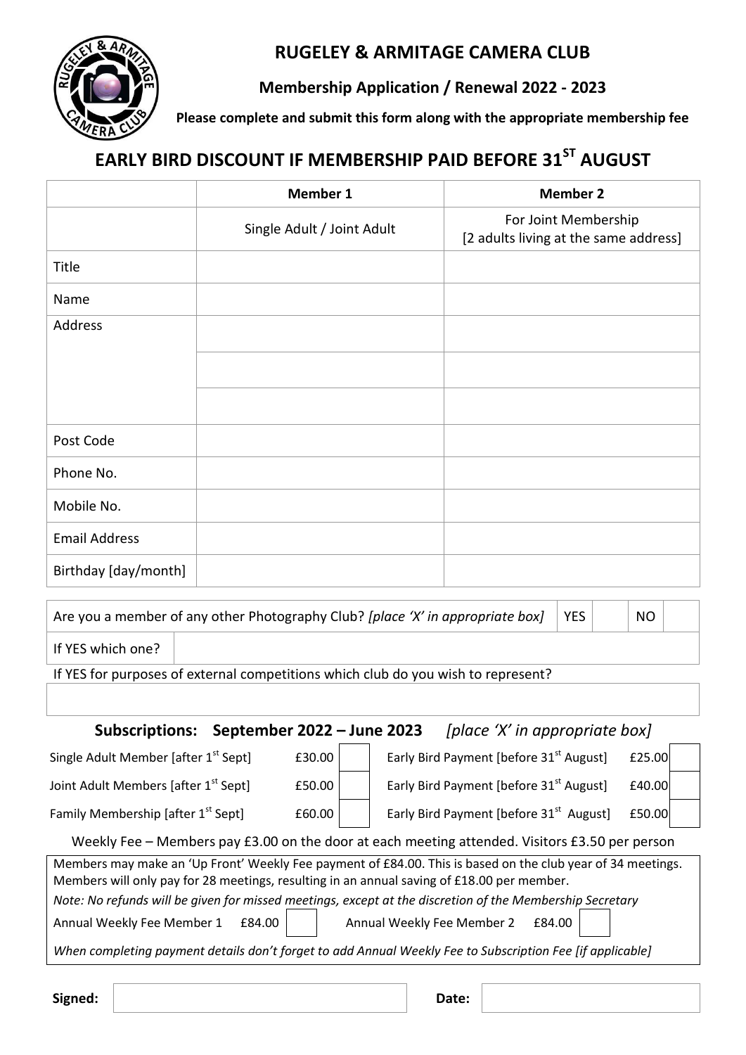# RUGELEY & ARMITAGE CAMERA CLUB

## Membership Application / Renewal 2022 - 2023

**Please complete and submit this form along with the appropriate membership fee**

## EARLY BIRD DISCOUNT IF MEMBERSHIP PAID BEFORE 31ST AUGUST

| | **Member 1** | **Member 2** |
|---|---|---|
| | Single Adult / Joint Adult | For Joint Membership [2 adults living at the same address] |
| Title | | |
| Name | | |
| Address | | |
| | | |
| | | |
| Post Code | | |
| Phone No. | | |
| Mobile No. | | |
| Email Address | | |
| Birthday [day/month] | | |

| Are you a member of any other Photography Club? *[place 'X' in appropriate box]* | YES | | NO | |
|---|---|---|---|---|
| If YES which one? | | | | |

If YES for purposes of external competitions which club do you wish to represent?

| |
|---|
| |

### Subscriptions: September 2022 – June 2023 *[place 'X' in appropriate box]*

| | | | | | |
|---|---|---|---|---|---|
| Single Adult Member [after 1st Sept] | £30.00 | | Early Bird Payment [before 31st August] | £25.00 | |
| Joint Adult Members [after 1st Sept] | £50.00 | | Early Bird Payment [before 31st August] | £40.00 | |
| Family Membership [after 1st Sept] | £60.00 | | Early Bird Payment [before 31st August] | £50.00 | |

Weekly Fee – Members pay £3.00 on the door at each meeting attended. Visitors £3.50 per person

Members may make an 'Up Front' Weekly Fee payment of £84.00. This is based on the club year of 34 meetings. Members will only pay for 28 meetings, resulting in an annual saving of £18.00 per member.

*Note: No refunds will be given for missed meetings, except at the discretion of the Membership Secretary*

| | | | | | |
|---|---|---|---|---|---|
| Annual Weekly Fee Member 1 | £84.00 | | Annual Weekly Fee Member 2 | £84.00 | |

*When completing payment details don't forget to add Annual Weekly Fee to Subscription Fee [if applicable]*

**Signed:** ______________________ **Date:** ______________________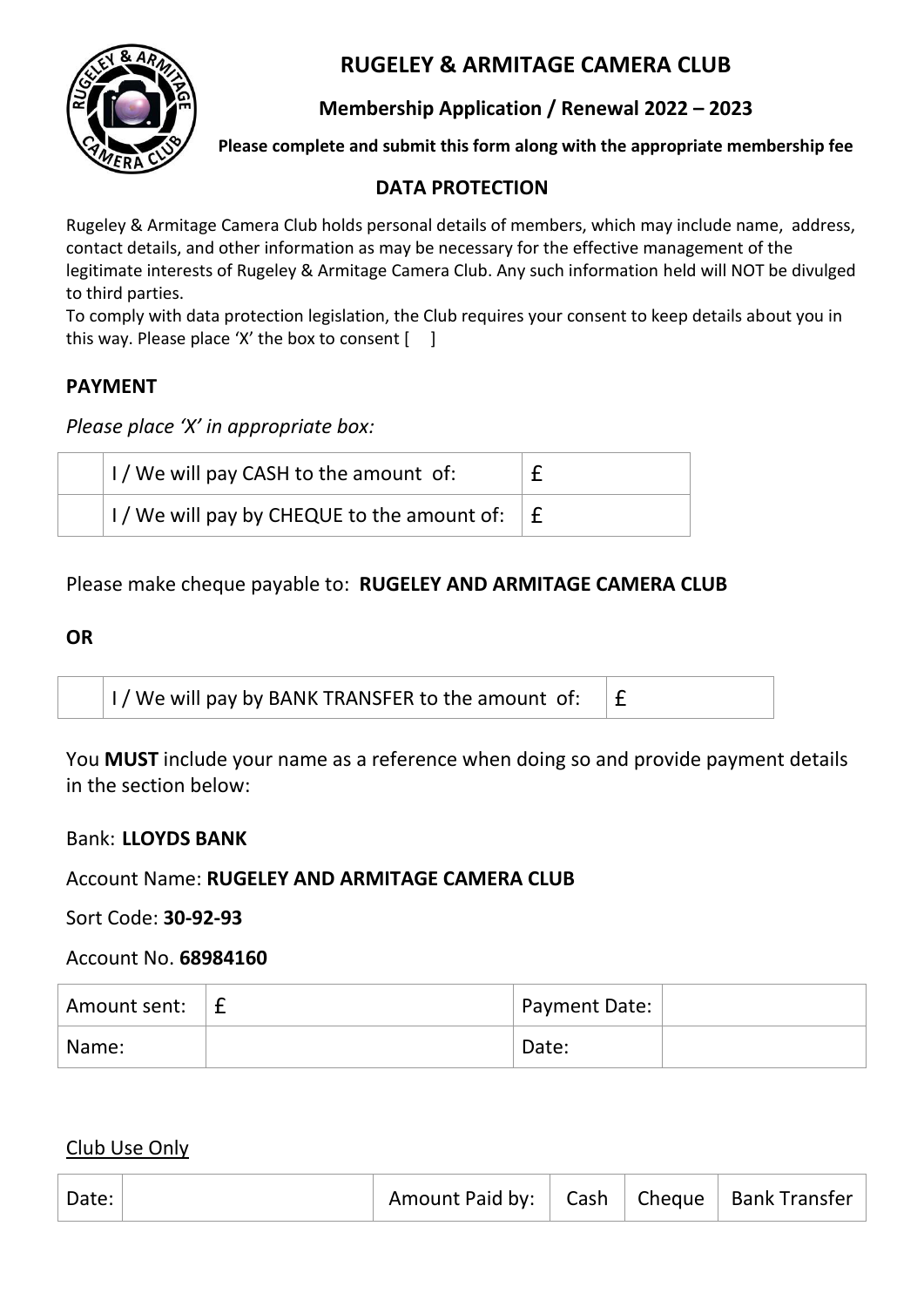# RUGELEY & ARMITAGE CAMERA CLUB

## Membership Application / Renewal 2022 – 2023

**Please complete and submit this form along with the appropriate membership fee**

### DATA PROTECTION

Rugeley & Armitage Camera Club holds personal details of members, which may include name, address, contact details, and other information as may be necessary for the effective management of the legitimate interests of Rugeley & Armitage Camera Club. Any such information held will NOT be divulged to third parties.

To comply with data protection legislation, the Club requires your consent to keep details about you in this way. Please place 'X' the box to consent [ ]

### PAYMENT

*Please place 'X' in appropriate box:*

| | | |
|---|---|---|
| | I / We will pay CASH to the amount of: | £ |
| | I / We will pay by CHEQUE to the amount of: | £ |

Please make cheque payable to: **RUGELEY AND ARMITAGE CAMERA CLUB**

**OR**

| | | |
|---|---|---|
| | I / We will pay by BANK TRANSFER to the amount of: | £ |

You **MUST** include your name as a reference when doing so and provide payment details in the section below:

Bank: **LLOYDS BANK**

Account Name: **RUGELEY AND ARMITAGE CAMERA CLUB**

Sort Code: **30-92-93**

Account No. **68984160**

| | | | |
|---|---|---|---|
| Amount sent: | £ | Payment Date: | |
| Name: | | Date: | |

Club Use Only

| | | | | | |
|---|---|---|---|---|---|
| Date: | | Amount Paid by: | Cash | Cheque | Bank Transfer |